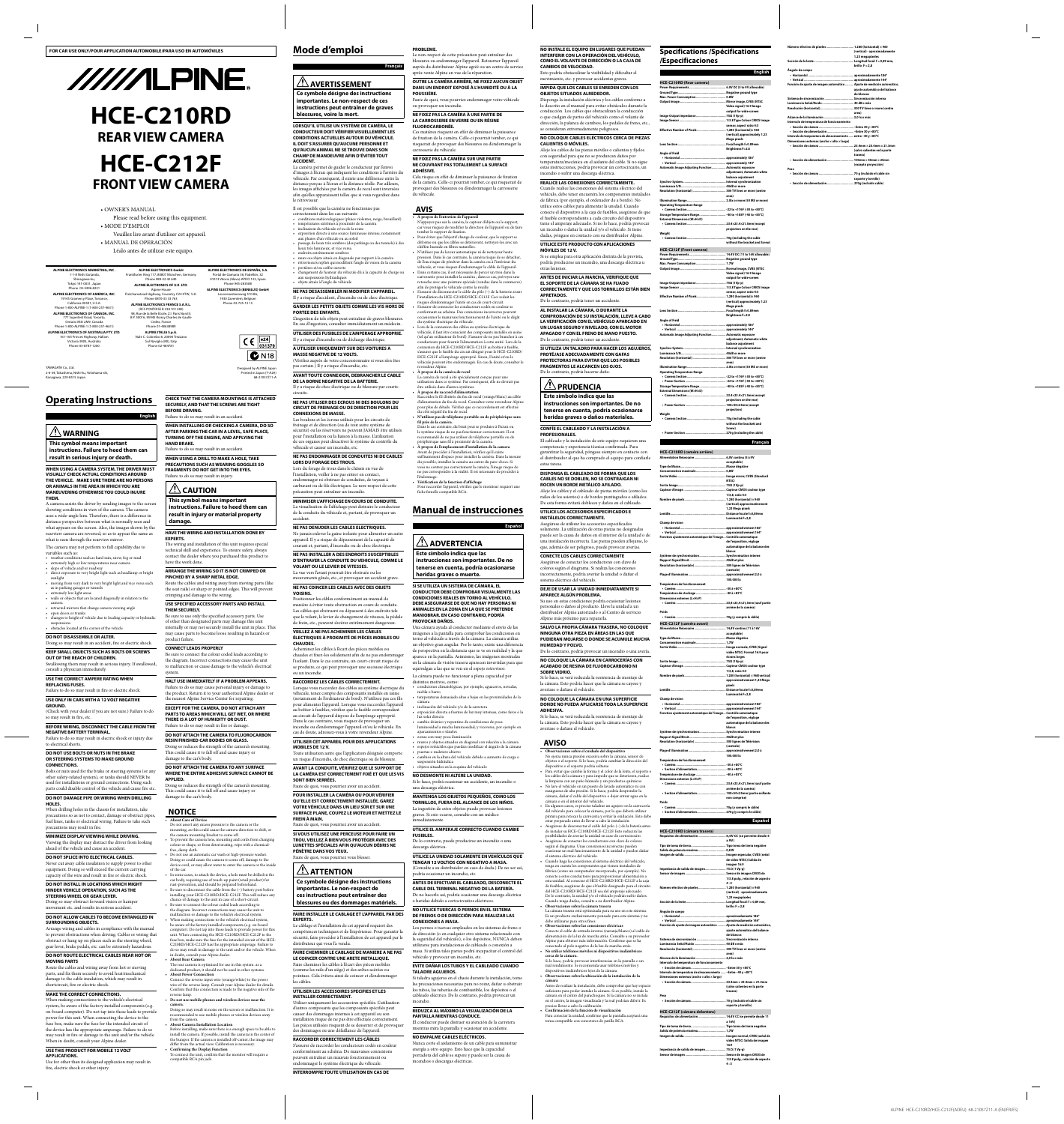FOR CAR USE ONLY/POUR APPLICATION AUTOMOBILE/PARA USO EN AUTOMÓVILES

# ALPINE

# HCE-C210RD
## REAR VIEW CAMERA

# HCE-C212F
## FRONT VIEW CAMERA

- OWNER'S MANUAL
  Please read before using this equipment.
- MODE D'EMPLOI
  Veuillez lire avant d'utiliser cet appareil.
- MANUAL DE OPERACIÓN
  Léalo antes de utilizar este equipo.

**ALPINE ELECTRONICS MARKETING, INC.**
1-7 Yukigaya-Otsukamachi, Ota-ku, Tokyo 145-0067, Japan
Phone: 03-5499-4531

**ALPINE ELECTRONICS OF AMERICA, INC.**
19145 Gramercy Place, Torrance, California 90501, U.S.A.
Phone 1-800-ALPINE-1 (1-800-257-4631)

**ALPINE ELECTRONICS OF CANADA, INC.**
777 Supertest Road, Toronto, Ontario M3J 2M9, Canada
Phone 1-800-ALPINE-1 (1-800-257-4631)

**ALPINE ELECTRONICS OF AUSTRALIA PTY. LTD.**
161-165 Princes Highway, Hallam Victoria 3803, Australia
Phone 03-8787-1200

**ALPINE ELECTRONICS GmbH**
Frankfurter Ring 117, 80807 München, Germany
Phone 089-32 42 640

**ALPINE ELECTRONICS OF U.K. LTD.**
Alpine House
Fletchamstead Highway, Coventry CV4 9TW, U.K.
Phone 0870-33 33 763

**ALPINE ELECTRONICS FRANCE S.A.R.L.**
(RCS PONTOISE B 338 101 280)
98, Rue de la Belle Etoile, Z.I. Paris Nord II, B.P. 50016, 95945 Roissy Charles de Gaulle Cedex, France
Phone 01-48638989

**ALPINE ITALIA S.p.A.**
Viale C. Colombo 8, 20090 Trezzano Sul Naviglio (MI), Italy
Phone 02-484781

**ALPINE ELECTRONICS DE ESPAÑA, S.A.**
Portal de Gamarra 36, Pabellón, 32
01013 Vitoria (Alava)-APDO 133, Spain
Phone 945-283588

**ALPINE ELECTRONICS (BENELUX) GmbH**
Leuvensesteenweg 510-B6, 1930 Zaventem, Belgium
Phone 02-725-13 15

YAMAGATA Co., Ltd.
2-6-34, Takashima, Nishi-ku, Yokohama-shi, Kanagawa, 220-8510 Japan

CE 0678 ⓐ N18

Designed by ALPINE Japan
Printed in Japan (Y-A2K)
68-21037Z11-A

## Operating Instructions

**English**

### ⚠ WARNING

**This symbol means important instructions. Failure to heed them can result in serious injury or death.**

**WHEN USING A CAMERA SYSTEM, THE DRIVER MUST VISUALLY CHECK ACTUAL CONDITIONS AROUND THE VEHICLE. MAKE SURE THERE ARE NO PERSONS OR ANIMALS IN THE AREA IN WHICH YOU ARE MANEUVERING OTHERWISE YOU COULD INJURE THEM.**

A camera assists the driver by sending images to the screen showing conditions in view of the camera. The camera uses a wide-angle lens. Therefore, there is a difference in distance perspective between what is normally seen and what appears on the screen. Also, the images shown by the rearview camera are reversed, so as to appear the same as what is seen through the rearview mirror.

The camera may not perform to full capability due to variables such as:

- weather conditions such as hard rain, snow, fog or mud
- extremely high or low temperatures near camera
- slope of vehicle and/or roadway
- direct exposure to very bright light such as headlamps or bright sunlight
- moving from very dark to very bright light and vice versa such as in parking garages or tunnels
- extremely low light areas
- walls or objects that are located diagonally in relation to the camera
- retracted mirrors that change camera viewing angle
- open doors or trunks
- changes to height of vehicle due to loading capacity or hydraulic suspensions
- obstacles located at the corner of the vehicle

**DO NOT DISASSEMBLE OR ALTER.**
Doing so may result in an accident, fire or electric shock.

**KEEP SMALL OBJECTS SUCH AS BOLTS OR SCREWS OUT OF THE REACH OF CHILDREN.**
Swallowing them may result in serious injury. If swallowed, consult a physician immediately.

**USE THE CORRECT AMPERE RATING WHEN REPLACING FUSES.**
Failure to do so may result in fire or electric shock.

**USE ONLY IN CARS WITH A 12 VOLT NEGATIVE GROUND.**
(Check with your dealer if you are not sure.) Failure to do so may result in fire, etc.

**BEFORE WIRING, DISCONNECT THE CABLE FROM THE NEGATIVE BATTERY TERMINAL.**
Failure to do so may result in electric shock or injury due to electrical shorts.

**DO NOT USE BOLTS OR NUTS IN THE BRAKE OR STEERING SYSTEMS TO MAKE GROUND CONNECTIONS.**
Bolts or nuts used for the brake or steering systems (or any other safety-related system), or tanks should NEVER be used for installations or ground connections. Using such parts could disable control of the vehicle and cause fire etc.

**DO NOT DAMAGE PIPE OR WIRING WHEN DRILLING HOLES.**
When drilling holes in the chassis for installation, take precautions so as not to contact, damage or obstruct pipes, fuel lines, tanks or electrical wiring. Failure to take such precautions may result in fire.

**MINIMIZE DISPLAY VIEWING WHILE DRIVING.**
Viewing the display may distract the driver from looking ahead of the vehicle and cause an accident.

**DO NOT SPLICE INTO ELECTRICAL CABLES.**
Never cut away cable insulation to supply power to other equipment. Doing so will exceed the current carrying capacity of the wire and result in fire or electric shock.

**DO NOT INSTALL IN LOCATIONS WHICH MIGHT HINDER VEHICLE OPERATION, SUCH AS THE STEERING WHEEL OR GEAR LEVER.**
Doing so may obstruct forward vision or hamper movement etc. and results in serious accident.

**DO NOT ALLOW CABLES TO BECOME ENTANGLED IN SURROUNDING OBJECTS.**
Arrange wiring and cables in compliance with the manual to prevent obstructions when driving. Cables or wiring that obstruct or hang up on places such as the steering wheel, gear lever, brake pedals, etc. can be extremely hazardous.

**DO NOT ROUTE ELECTRICAL CABLES NEAR HOT OR MOVING PARTS**
Route the cables and wiring away from hot or moving parts, and fix them securely to avoid heat/mechanical damage to the cable insulation, which may result in shortcircuit, fire or electric shock.

**MAKE THE CORRECT CONNECTIONS.**
When making connections to the vehicle's electrical system, be aware of the factory installed components (e.g. on-board computer). Do not tap into these leads to provide power for this unit. When connecting the device to the fuse box, make sure the fuse for the intended circuit of the device has the appropriate amperage. Failure to do so may result in fire or electric shock and/or the vehicle. When in doubt, consult your Alpine dealer.

**USE THIS PRODUCT FOR MOBILE 12 VOLT APPLICATIONS.**
Use for other than its designed application may result in fire, electric shock or other injury.

**CHECK THAT THE CAMERA MOUNTINGS IS ATTACHED SECURELY, AND THAT THE SCREWS ARE TIGHT BEFORE DRIVING.**
Failure to do so may result in an accident.

**WHEN INSTALLING OR CHECKING A CAMERA, DO SO AFTER PARKING THE CAR IN A LEVEL, SAFE PLACE, TURNING OFF THE ENGINE, AND APPLYING THE HAND BRAKE.**
Failure to do so may result in an accident.

**WHEN USING A DRILL TO MAKE A HOLE, TAKE PRECAUTIONS SUCH AS WEARING GOGGLES SO FRAGMENTS DO NOT GET INTO THE EYES.**
Failure to do so may result in injury.

### ⚠ CAUTION

**This symbol means important instructions. Failure to heed them can result in injury or material property damage.**

**HAVE THE WIRING AND INSTALLATION DONE BY EXPERTS.**
The wiring and installation of this unit requires special technical skill and experience. To ensure safety, always contact the dealer where you purchased this product to have the work done.

**ARRANGE THE WIRING SO IT IS NOT CRIMPED OR PINCHED BY A SHARP METAL EDGE.**
Route the cables and wiring away from moving parts (like the seat rails) or sharp or pointed edges. This will prevent crimping and damage to the wiring.

**USE SPECIFIED ACCESSORY PARTS AND INSTALL THEM SECURELY.**
Be sure to use only the specified accessory parts. Use of other than designated parts may damage this unit internally or may not securely install the unit in place. This may cause parts to become loose resulting in hazards or product failure.

**CONNECT LEADS PROPERLY**
Be sure to connect the colour coded leads according to the diagram. Incorrect connections may cause the unit to malfunction or cause damage to the vehicle's electrical system.

**HALT USE IMMEDIATELY IF A PROBLEM APPEARS.**
Failure to do so may cause personal injury or damage to the product. Return it to your authorized Alpine dealer or the nearest Alpine Service Center for repairing.

**EXCEPT FOR THE CAMERA, DO NOT ATTACH ANY PARTS TO AREAS WHICH WILL GET WET, OR WHERE THERE IS A LOT OF HUMIDITY OR DUST.**
Failure to do so may result in fire or damage.

**DO NOT ATTACH THE CAMERA TO FLUOROCARBON RESIN FINISHED CAR BODIES OR GLASS.**
Doing so reduces the strength of the camera's mounting. This could cause it to fall off and cause injury or damage to the car's body.

**DO NOT ATTACH THE CAMERA TO ANY SURFACE WHERE THE ENTIRE ADHESIVE SURFACE CANNOT BE APPLIED.**
Doing so reduces the strength of the camera's mounting. This could cause it to fall off and cause injury or damage to the car's body.

### NOTICE

- **About Care of Device**
  Do not exert any excess pressure to the camera or the mounting, as this could cause the camera direction to shift, or the camera mounting bracket to come off.
- To prevent the camera lens, mounting and cords from changing colour or shape, or from deteriorating, wipe with a chemical-free, damp cloth.
- Do not use an automatic car wash or high-pressure washer. Doing so could cause the camera to come off, damage to the device cord, or may allow water to enter the camera or the inside of the car.
- In some cases, to attach the device, a hole must be drilled in the car body, requiring use of touch-up paint (retail product) for rust-prevention, and should be prepared beforehand.
- Be sure to disconnect the cable from the (–) battery post before installing your HCE-C210RD/HCE-C212F. This will reduce any chance of damage to the unit in case of a short-circuit.
- Be sure to connect the colour coded leads according to the diagram. Incorrect connections may cause the unit to malfunction or damage to the vehicle's electrical system.
- When making connections to the vehicle's electrical system, be aware of the factory installed components (e.g. on-board computer). Do not tap into these leads to provide power for this unit. When connecting the HCE-C210RD/HCE-C212F to the fuse box, make sure the fuse for the intended circuit of the HCE-C210RD/HCE-C212F has the appropriate amperage. Failure to do so may result in damage to the unit and/or the vehicle. When in doubt, consult your Alpine dealer.
- **About Rear Camera**
  The rear camera is optimized for use in this system, as a dedicated product, it should not be used in other systems.
- **About Power Connection**
  Connect the reverse input wire (orange/white) to the power wire of the reverse lamp. Consult your Alpine dealer for details. Confirm that this connection is made to the negative side of the reverse lamp.
- **Do not use mobile phones and wireless devices near the camera.**
  Doing so may result in noise on the screen or malfunction. It is recommended to use mobile phones or wireless devices away from the camera.
- **About Camera Installation Location**
  Before installing, make sure there is enough space to be able to install the camera. If possible, install the camera in the center of the bumper. If the camera is installed off-center, the image may differ from the actual view. Calibration is necessary.
- **Confirming the Display Function**
  To connect the unit, confirm that the monitor will require a compatible RCA pin jack.

## Mode d'emploi

**Français**

### ⚠ AVERTISSEMENT

**Ce symbole désigne des instructions importantes. Le non-respect de ces instructions peut entraîner de graves blessures, voire la mort.**

**LORSQU'IL UTILISE UN SYSTÈME DE CAMÉRA, LE CONDUCTEUR DOIT VÉRIFIER VISUELLEMENT LES CONDITIONS ACTUELLES AUTOUR DU VÉHICULE. IL DOIT S'ASSURER QU'AUCUNE PERSONNE ET QU'AUCUN ANIMAL NE SE TROUVE DANS SON CHAMP DE MANŒUVRE AFIN D'ÉVITER TOUT ACCIDENT.**

La caméra permet de guider le conducteur par l'envoi d'images à l'écran qui indiquent les conditions à l'arrière du véhicule. Par conséquent, il existe une différence entre la distance perçue à l'écran et la distance réelle. Par ailleurs, les images affichées par la caméra de recul sont inversées afin qu'elles apparaissent telles que si vous regardiez dans le rétroviseur.

Il est possible que la caméra ne fonctionne pas correctement dans les cas suivants :

- conditions météorologiques (pluies violentes, neige, brouillard)
- températures extrêmes à proximité de la caméra
- inclinaison du véhicule et/ou de la route
- exposition directe à une source lumineuse intense, notamment aux phares d'un véhicule ou au soleil
- passage de lieux très sombres (des parkings ou des tunnels) à des lieux très lumineux, et vice versa
- endroits extrêmement sombres
- murs ou objets situés en diagonale par rapport à la caméra
- rétroviseurs repliés qui modifient l'angle de vision de la caméra
- portières et/ou coffre ouverts
- changement de hauteur du véhicule dû à la capacité de charge ou aux suspensions hydrauliques
- objets situés à l'angle du véhicule

**NE PAS DÉSASSEMBLER NI MODIFIER L'APPAREIL.**
Il y a risque d'accident, d'incendie ou de choc électrique.

**GARDER LES PETITS OBJETS COMME LES VIS HORS DE PORTÉE DES ENFANTS.**
L'ingestion de tels objets peut entraîner de graves blessures. En cas d'ingestion, consulter immédiatement un médecin.

**UTILISER DES FUSIBLES DE L'AMPÉRAGE APPROPRIÉ.**
Il y a risque d'incendie ou de décharge électrique.

**A UTILISER UNIQUEMENT SUR DES VOITURES A MASSE NÉGATIVE DE 12 VOLTS.**
(Vérifiez auprès de votre concessionnaire si vous n'en êtes pas certain.) Il y a risque d'incendie, etc.

**AVANT TOUTE CONNEXION, DÉBRANCHER LE CABLE DE LA BORNE NÉGATIVE DE LA BATTERIE.**
Il y a risque de choc électrique ou de blessure par courts-circuits.

**NE PAS UTILISER DES ÉCROUS NI DES BOULONS DU CIRCUIT DE FREINAGE OU DE DIRECTION POUR LES CONNEXIONS DE MASSE.**
Les boulons et les écrous utilisés pour les circuits de freinage et de direction (ou de tout autre système de sécurité) ou les réservoirs ne peuvent JAMAIS être utilisés pour l'installation ou la liaison à la masse. L'utilisation de ces organes peut désactiver le système de contrôle du véhicule et causer un incendie, etc.

**NE PAS ENDOMMAGER DE CONDUITES NI DE CABLES LORS DU FORAGE DES TROUS.**
Lors du forage de trous dans le châssis en vue de l'installation, veiller à ne pas entrer en contact, endommager ni obstruer de conduites, de tuyaux à carburant ou de fils électriques. Le non-respect de cette précaution peut entraîner un incendie.

**MINIMISER L'AFFICHAGE EN COURS DE CONDUITE.**
La visualisation de l'affichage peut distraire le conducteur de la conduite du véhicule et, partant, de provoquer un accident.

**NE PAS DÉNUDER LES CABLES ÉLECTRIQUES.**
Ne jamais enlever la gaine isolante pour alimenter un autre appareil. Il y a risque de dépassement de la capacité de courant et, partant, d'incendie ou de choc électrique.

**NE PAS INSTALLER À DES ENDROITS SUSCEPTIBLES D'ENTRAVER LA CONDUITE DU VÉHICULE, COMME LE VOLANT OU LE LEVIER DE VITESSES.**
La vue vers l'avant pourrait être obstruée ou les mouvements gênés, etc., et provoquer un accident grave.

**NE PAS COINCER LES CABLES AVEC DES OBJETS VOISINS.**
Positionner les câbles conformément au manuel de manière à éviter toute obstruction en cours de conduite. Les câbles qui obstruent ou dépassent à des endroits tels que le volant, le levier de changement de vitesses, la pédale de frein, etc., peuvent s'avérer extrêmement dangereux.

**VEILLEZ À NE PAS ACHEMINER LES CÂBLES ÉLECTRIQUES À PROXIMITÉ DE PIÈCES MOBILES OU CHAUDES.**
Acheminez les câbles à l'écart des pièces mobiles ou chaudes et fixez-les solidement afin de ne pas endommager l'isolant. Dans le cas contraire, un court-circuit risque de se produire, ce qui peut provoquer une secousse électrique ou un incendie.

**RACCORDEZ LES CÂBLES CORRECTEMENT.**
Lorsque vous raccordez des câbles au système électrique du véhicule, tenez compte des composants installés en usine (notamment de l'ordinateur de bord). N'utilisez pas ces fils pour alimenter l'appareil. Lorsque vous raccordez l'appareil au boîtier à fusibles, vérifiez que le fusible correspondant au circuit de l'appareil dispose de l'ampérage approprié. Dans le cas contraire, vous risquez de provoquer un incendie ou d'endommager l'appareil et/ou le véhicule. En cas de doute, adressez-vous à votre revendeur Alpine.

**UTILISER CET APPAREIL POUR DES APPLICATIONS MOBILES DE 12 V.**
Toute utilisation autre que l'application désignée comporte un risque d'incendie, de choc électrique ou de blessure.

**AVANT LA CONDUITE, VÉRIFIEZ QUE LE SUPPORT DE LA CAMÉRA EST CORRECTEMENT FIXÉ ET QUE LES VIS SONT BIEN SERRÉES.**
Faute de quoi, vous pourriez avoir un accident.

**POUR INSTALLER LA CAMÉRA OU POUR VÉRIFIER QU'ELLE EST CORRECTEMENT INSTALLÉE, GAREZ VOTRE VÉHICULE DANS UN LIEU SÛR ET SUR UNE SURFACE PLANE, COUPEZ LE MOTEUR ET METTEZ LE FREIN À MAIN.**
Faute de quoi, vous pourriez avoir un accident.

**SI VOUS UTILISEZ UNE PERCEUSE POUR FAIRE UN TROU, VEILLEZ À BIEN VOUS PROTÉGER AVEC DES LUNETTES SPÉCIALES AFIN QU'AUCUN DÉBRIS NE PÉNÈTRE DANS VOS YEUX.**
Faute de quoi, vous pourriez vous blesser.

### ⚠ ATTENTION

**Ce symbole désigne des instructions importantes. Le non-respect de ces instructions peut entraîner des blessures ou des dommages matériels.**

**FAIRE INSTALLER LE CABLAGE ET L'APPAREIL PAR DES EXPERTS.**
Le câblage et l'installation de cet appareil requiert des compétences techniques et de l'expérience. Pour garantir la sécurité, faire procéder à l'installation de cet appareil par le distributeur qui vous l'a vendu.

**FAIRE CHEMINER LE CABLAGE DE MANIÈRE A NE PAS LE COINCER CONTRE UNE ARÊTE MÉTALLIQUE.**
Faire cheminer les câbles à l'écart des pièces mobiles (comme les rails d'un siège) et des arêtes acérées ou pointues. Cela évitera ainsi de coincer et d'endommager les câbles.

**UTILISER LES ACCESSOIRES SPÉCIFIÉS ET LES INSTALLER CORRECTEMENT.**
Utiliser uniquement les accessoires spécifiés. L'utilisation d'autres composants que les composants spécifiés peut causer des dommages internes à cet appareil ou son installation risque de ne pas être effectuée correctement. Les pièces utilisées risquent de se desserrer et de provoquer des dommages ou une défaillance de l'appareil.

**RACCORDER CORRECTEMENT LES CÂBLES**
S'assurer de raccorder les conducteurs codés en couleur conformément au schéma. De mauvaises connexions peuvent entraîner un mauvais fonctionnement ou endommager le système électrique du véhicule.

**INTERROMPRE TOUTE UTILISATION EN CAS DE PROBLÈME.**
Le non-respect de cette précaution peut entraîner des blessures ou endommager l'appareil. Retourner l'appareil auprès du distributeur Alpine agréé ou un centre de service après-vente Alpine en vue de la réparation.

**OUTRE LA CAMÉRA ARRIÈRE, NE FIXEZ AUCUN OBJET DANS UN ENDROIT EXPOSÉ À L'HUMIDITÉ OU À LA POUSSIÈRE.**
Faute de quoi, vous pourriez endommager votre véhicule ou provoquer un incendie.

**NE FIXEZ PAS LA CAMÉRA À UNE PARTIE DE LA CARROSSERIE EN VERRE OU EN RÉSINE FLUOROCARBONÉE.**
Ces matériaux risquent en effet de diminuer la puissance de fixation de la caméra. Celle-ci pourrait tomber, ce qui risquerait de provoquer des blessures ou d'endommager la carrosserie du véhicule.

**NE FIXEZ PAS LA CAMÉRA SUR UNE PARTIE NE COUVRANT PAS TOTALEMENT LA SURFACE ADHÉSIVE.**
Cela risque en effet de diminuer la puissance de fixation de la caméra. Celle-ci pourrait tomber, ce qui risquerait de provoquer des blessures ou d'endommager la carrosserie du véhicule.

### AVIS

- **À propos de l'entretien de l'appareil**
  N'appuyez pas sur la caméra, le capteur d'objets ou le support, car vous risquez de modifier la direction de l'appareil ou de faire tomber le support de fixation.
- Pour éviter que l'objectif change de couleur, que le support se déforme ou que les câbles se détériorent, nettoyez-les avec un chiffon humide et libre de produits chimiques.
- N'utilisez pas de laveur automatique ni de nettoyeur haute pression. Dans le cas contraire, la caméra risque de se détacher, le câble de l'appareil pourrait être endommagé ou de l'eau pourrait pénétrer dans la caméra ou à l'intérieur du véhicule.
- Dans certains cas, il est nécessaire de percer un trou dans la carrosserie pour installer la caméra ; dans ce cas, prévoyez une retouche avec une peinture spéciale (vendue dans le commerce) afin de protéger le véhicule contre la rouille.
- Assurez-vous de débrancher le câble du pôle (–) de la batterie avant l'installation du HCE-C210RD/HCE-C212F. Ceci réduit les risques d'endommager l'appareil en cas de court-circuit.
- Assurez-vous de connecter les conducteurs codés en couleur en conformité au schéma. Des connexions incorrectes peuvent occasionner le mauvais fonctionnement de l'unité ou le dégât du système électrique du véhicule.
- Lors de la connexion des câbles au système électrique du véhicule, faites attention aux composants installés en usine (tel qu'un ordinateur de bord). N'essayez pas de brancher ces conducteurs pour fournir l'alimentation à cette unité. Lors de la connexion du HCE-C210RD/HCE-C212F au boîtier à fusible, assurez-vous que le fusible du circuit désigné pour le HCE-C210RD/HCE-C212F a l'ampérage approprié. Sinon, l'unité et/ou le véhicule pourrait être endommagé(e). En cas de doute, consultez le revendeur Alpine.
- **À propos de la caméra de recul**
  La caméra de recul a été spécialement conçue pour une utilisation dans ce système. Par conséquent, elle ne devrait pas être utilisée dans d'autres systèmes.
- **À propos du raccord d'alimentation**
  Raccordez le fil d'entrée du feu de recul (orange/blanc) au câble d'alimentation du feu de recul. Consultez votre revendeur Alpine pour plus de détails. Vérifiez que ce raccordement est effectué du côté négatif du feu de recul.
- **N'utilisez pas de téléphone portable ou de périphérique sans fil près de la caméra.**
  Dans le cas contraire, du bruit peut se produire à l'écran ou le système risque de ne pas fonctionner correctement. Il est recommandé de ne pas utiliser de téléphone portable ou de périphérique sans fil à proximité de la caméra.
- **À propos de l'emplacement d'installation de la caméra**
  Avant de procéder à l'installation, vérifiez qu'il existe suffisamment d'espace pour installer la caméra. Dans la mesure du possible, installez la caméra au centre du pare-chocs. Si vous ne centrez pas correctement la caméra, l'image risque de ne pas correspondre à la réalité. Il est nécessaire de procéder à l'étalonnage.
- **Vérification de la fonction d'affichage**
  Pour raccorder l'appareil, vérifiez que le moniteur requiert une fiche femelle compatible RCA.

## Manual de instrucciones

**Español**

### ⚠ ADVERTENCIA

**Este símbolo indica que las instrucciones son importantes. De no tenerse en cuenta, podría ocasionarse heridas graves o muerte.**

**SI SE UTILIZA UN SISTEMA DE CÁMARA, EL CONDUCTOR DEBE COMPROBAR VISUALMENTE LAS CONDICIONES REALES EN TORNO AL VEHÍCULO. DEBE ASEGURARSE DE QUE NO HAY PERSONAS NI ANIMALES EN LA ZONA EN LA QUE SE PRETENDE MANIOBRAR. EN CASO CONTRARIO, PODRÍA PROVOCAR DAÑOS.**

Una cámara ayuda al conductor mediante el envío de las imágenes a la pantalla para comprobar las condiciones en torno al vehículo a través de la cámara. La cámara utiliza un objetivo gran angular. Por lo tanto, existe una diferencia de perspectiva en la distancia que se ve en realidad y la que aparece en la pantalla. Asimismo, las imágenes mostradas en la cámara de visión trasera aparecen invertidas para que equivalgan a las que se ven en el espejo retrovisor.

La cámara puede no funcionar a plena capacidad por distintos motivos, como:

- condiciones climatológicas, por ejemplo, aguaceros, nevadas, niebla o barro
- temperaturas demasiado altas o bajas en las proximidades de la cámara
- inclinación del vehículo y/o de la carretera
- exposición directa a fuentes de luz muy intensas, como faros o la luz solar directa
- cambio drástico y repentino de condiciones de poca luminosidad a mucha luminosidad, y viceversa, por ejemplo en aparcamientos o túneles
- zonas con muy poca iluminación
- muros y objetos situados en diagonal con relación a la cámara
- espejos retráctiles que puedan modificar el ángulo de la cámara
- puertas o maletero abierto
- cambios en la altura del vehículo debido a aumento de carga o suspensión hidráulica
- objetos situados en la esquina del vehículo

**NO DESMONTE NI ALTERE LA UNIDAD.**
Si lo hace, podría ocasionar un accidente, un incendio o una descarga eléctrica.

**MANTENGA LOS OBJETOS PEQUEÑOS, COMO LOS TORNILLOS, FUERA DEL ALCANCE DE LOS NIÑOS.**
La ingestión de estos objetos puede provocar lesiones graves. Si esto ocurre, consulte con un médico inmediatamente.

**UTILICE EL AMPERAJE CORRECTO CUANDO CAMBIE FUSIBLES.**
De lo contrario, puede producirse un incendio o una descarga eléctrica.

**UTILICE LA UNIDAD SOLAMENTE EN VEHÍCULOS QUE TENGAN 12 VOLTIOS CON NEGATIVO A MASA.**
(Consulte a su distribuidor en caso de duda.) De no ser así, podría ocasionar un incendio, etc.

**ANTES DE EFECTUAR EL CABLEADO, DESCONECTE EL CABLE DEL TERMINAL NEGATIVO DE LA BATERÍA.**
De no hacerlo así, podría ocasionar una descarga eléctrica o heridas debido a cortocircuitos eléctricos.

**NO UTILICE TUERCAS O PERNOS EN EL SISTEMA DE FRENOS O DE DIRECCIÓN PARA REALIZAR LAS CONEXIONES A MASA.**
Los pernos o tuercas empleados en los sistemas de freno o de dirección (o en cualquier otro sistema relacionado con la seguridad del vehículo), o los depósitos, NUNCA deben utilizarse para instalaciones de cableado o conexión a masa. Si utiliza tales partes podría incapacitar el control del vehículo y provocar un incendio, etc.

**EVITE DAÑAR LOS TUBOS Y EL CABLEADO CUANDO TALADRE AGUJEROS.**
Si taladra agujeros en el chasis durante la instalación, tome las precauciones necesarias para no rozar, dañar u obstruir los tubos, las tuberías de combustible, los depósitos o el cableado eléctrico. De lo contrario, podría provocar un incendio.

**REDUZCA AL MÁXIMO LA VISUALIZACIÓN DE LA PANTALLA MIENTRAS CONDUCE.**
El conductor puede distraer su atención de la carretera mientras mira la pantalla y ocasionar un accidente.

**NO EMPALME CABLES ELÉCTRICOS.**
Nunca corte el aislamiento de un cable para suministrar energía a otro equipo. Esto hace que la capacidad portadora del cable se supere y puede ser la causa de incendios o descargas eléctricas.

**NO INSTALE EL EQUIPO EN LUGARES QUE PUEDAN INTERFERIR CON LA OPERACIÓN DEL VEHÍCULO, COMO EL VOLANTE DE DIRECCIÓN O LA CAJA DE CAMBIOS DE VELOCIDAD.**
Esto podría obstaculizar la visibilidad y dificultar el movimiento, etc. y provocar accidentes graves.

**IMPIDA QUE LOS CABLES SE ENREDEN CON LOS OBJETOS SITUADOS ALREDEDOR.**
Disponga la instalación eléctrica y los cables conforme a lo descrito en el manual para evitar obstáculos durante la conducción. Los cables que obstaculizan la conducción o que cuelgan de partes del vehículo como el volante de dirección, la palanca de cambios, los pedales de freno, etc., se consideran extremadamente peligrosos.

**NO COLOQUE CABLES ELÉCTRICOS CERCA DE PIEZAS CALIENTES O MÓVILES.**
Aleje los cables de las piezas móviles o calientes y fíjelos con seguridad para que no se produzcan daños por temperatura/mecánica en el aislante del cable. Si no sigue estas instrucciones, podría provocar un cortocircuito, un incendio o sufrir una descarga eléctrica.

**REALICE LAS CONEXIONES CORRECTAMENTE.**
Cuando realice las conexiones del sistema eléctrico del vehículo, debe tener encuenta los componentes instalados de fábrica (por ejemplo, el ordenador de a bordo). No utilice estos cables para alimentar la unidad. Cuando conecte el dispositivo a la caja de fusibles, asegúrese de que el fusible correspondiente a cada circuito del dispositivo tiene el amperaje adecuado. Si no lo hace, podría provocar un incendio o dañar la unidad y/o el vehículo. Si tiene dudas, consulte a su distribuidor Alpine.

**UTILICE ESTE PRODUCTO CON APLICACIONES MÓVILES DE 12 V.**
Si se emplea para otras aplicaciones distinta de la prevista, podría producirse un incendio, una descarga eléctrica u otras lesiones.

**ANTES DE INICIAR LA MARCHA, VERIFIQUE QUE EL SOPORTE DE LA CÁMARA SE HA FIJADO CORRECTAMENTE Y QUE LOS TORNILLOS ESTÁN BIEN APRETADOS.**
De lo contrario, podría tener un accidente.

**AL INSTALAR LA CÁMARA, O DURANTE LA COMPROBACIÓN DE SU INSTALACIÓN, LLEVE A CABO LA VERIFICACIÓN CON EL VEHÍCULO APARCADO EN UN LUGAR SEGURO Y NIVELADO, CON EL MOTOR APAGADO Y CON EL FRENO DE MANO PUESTO.**
De lo contrario, podría tener un accidente.

**SI UTILIZA UN TALADRO PARA HACER LOS AGUJEROS, PROTEJASE ADECUADAMENTE CON GAFAS PROTECTORAS PARA EVITAR QUE LOS POSIBLES FRAGMENTOS LE ALCANCEN LOS OJOS.**
De lo contrario, podría hacerse daño.

### ⚠ PRUDENCIA

**Este símbolo indica que las instrucciones son importantes. De no tenerse en cuenta, podría ocasionarse heridas graves o daños materiales.**

**CONFÍE EL CABLEADO Y LA INSTALACIÓN A PROFESIONALES.**
El cableado y la instalación de este equipo requieren una competencia y experiencia técnica confirmada. Para garantizar la seguridad, póngase siempre en contacto con el distribuidor al que ha comprado el equipo para confiarle estas tareas.

**DISPONGA EL CABLEADO DE FORMA QUE LOS CABLES NO SE DOBLEN, NO SE CONTRAIGAN NI ROCEN UN BORDE METÁLICO AFILADO.**
Aleje los cables y el cableado de piezas móviles (como los raíles de los asientos) o de bordes puntiagudos o afilados. De esta forma evitará dobleces y daños en el cableado.

**UTILICE LOS ACCESORIOS ESPECIFICADOS E INSTÁLELOS CORRECTAMENTE.**
Asegúrese de utilizar los accesorios especificados solamente. La utilización de otras piezas no designadas puede ser la causa de daños en el interior de la unidad o de una instalación incorrecta. Las piezas pueden aflojarse, lo que, además de ser peligroso, puede provocar averías.

**CONECTE LOS CABLES CORRECTAMENTE**
Asegúrese de conectar los conductores con clave de colores según el diagrama. Si realiza las conexiones incorrectamente, podría averiar la unidad o dañar el sistema eléctrico del vehículo.

**DEJE DE USAR LA UNIDAD INMEDIATAMENTE SI APARECE ALGÚN PROBLEMA.**
Su uso en estas condiciones podría ocasionar lesiones personales o daños al producto. Lleve la unidad a un distribuidor Alpine autorizado o al Centro de servicio Alpine más próximo para repararla.

**SALVO LA PROPIA CÁMARA TRASERA, NO COLOQUE NINGUNA OTRA PIEZA EN ÁREAS EN LAS QUE PUDIERAN MOJARSE O DONDE SE ACUMULE MUCHA HUMEDAD Y POLVO.**
De lo contrario, podría provocar un incendio o una avería.

**NO COLOQUE LA CÁMARA EN CARROCERÍAS CON ACABADO DE RESINA DE FLUOROCARBONO NI SOBRE VIDRIO.**
Si lo hace, se verá reducida la resistencia de montaje de la cámara. Esto podría hacer que la cámara se cayese y averiase o dañase el vehículo.

**NO COLOQUE LA CÁMARA EN UNA SUPERFICIE DONDE NO PUEDA APLICARSE TODA LA SUPERFICIE ADHESIVA.**
Si lo hace, se verá reducida la resistencia de montaje de la cámara. Esto podría hacer que la cámara se cayese y averiase o dañase el vehículo.

### AVISO

- **Observaciones sobre el cuidado del dispositivo**
  No ejerza nunca presión excesiva sobre la cámara, sensor de objetos o el soporte. Si lo hace, podría cambiar la dirección del dispositivo o el soporte podría soltarse.
- Para evitar que cambie la forma y el color de la lente, el soporte o los cables de la cámara y para impedir que se deterioren, realice la limpieza con un paño húmedo y sin productos químicos.
- No lleve el vehículo en un puesto de lavado automático ni con mangueras de alta presión. Si lo hace, podría desprender la cámara, dañar el cable del dispositivo o dejar entrar agua en la cámara o en el interior del vehículo.
- En algunos casos, es preciso taladrar un agujero en la carrocería del vehículo para colocar la cámara, por lo que deberá utilizar pintura para retocar la carrocería y evitar la oxidación. Este debe estar preparado antes de llevar a cabo la instalación.
- Asegúrese de desconectar el cable del polo (–) de la batería antes de instalar su HCE-C210RD/HCE-C212F. Esto reducirá las posibilidades de averiar la unidad en caso de cortocircuito.
- Asegúrese de conectar los conductores con clave de colores según el diagrama. Unas conexiones incorrectas pueden ocasionar un mal funcionamiento de la unidad o pueden dañar el sistema eléctrico del vehículo.
- Cuando haga las conexiones al sistema eléctrico del vehículo, tenga en cuenta los componentes que vienen instalados de fábrica (como un computador incorporado, por ejemplo). No conecte a estos conductores para proporcionar alimentación a esta unidad. Al conectar el HCE-C210RD/HCE-C212F a la caja de fusibles, asegúrese de que el fusible designado para el circuito del HCE-C210RD/HCE-C212F sea del amperaje adecuado. De lo contrario, la unidad y/o el vehículo podrán sufrir daños. Cuando tenga dudas, consulte a su distribuidor Alpine.
- **Observaciones sobre la cámara trasera**
  La cámara trasera está optimizada para su uso en este sistema. En un producto exclusivamente pensado para este sistema y no debe utilizarse para otros fines.
- **Observaciones sobre las conexiones eléctricas**
  Conecte el cable de entrada inverso (naranja/blanco) al cable de alimentación de la luz de marcha atrás. Consulte a su proveedor Alpine para obtener más información. Confirme que se ha conectado al polo negativo de la luz de marcha atrás.
- **No utilice teléfonos móviles ni dispositivos inalámbricos cerca de la cámara.**
  Si lo hace, podría provocar interferencias en la pantalla o un mal rendimiento. Se recomienda usar teléfonos móviles y dispositivos inalámbricos lejos de la cámara.
- **Observaciones sobre la ubicación de la instalación de la cámara**
  Antes de realizar la instalación, debe comprobar que hay espacio suficiente para poder instalar la cámara. Si es posible, instale la cámara en el centro del parachoques. Si la cámara no se instala en el centro, la imagen visualizada y la real podrían diferir. Es preciso llevar a cabo la calibración.
- **Confirmación de la función de visualización**
  Para conectar la unidad, confirme que la pantalla requerirá una toma compatible con conectores de patilla RCA.

## Specifications /Spécifications /Especificaciones

**English**

**HCE-C210RD (Rear camera)**

| | |
|---|---|
| Power Requirement | 6.0V DC (5 to 9V allowable) |
| Ground Type | Negative ground type |
| Max. Power Consumption | 0.8W |
| Output Image | Mirror image, CVBS (NTSC Video signal) 16:9 image output for wide-screen |
| Image Output impedance | 75Ω (1Vp-p) |
| Image Sensor | 1/3.8 Type Colour CMOS Image sensor, aspect ratio 4:3 |
| Effective Number of Pixels | 1,280 (horizontal) × 960 (vertical) approximately 1.23 Mega pixels |
| Lens Section | Focal length f=0.89mm Brightness F=2.8 |
| Angle of Field | |
| • Horizontal | approximately 184° |
| • Vertical | approximately 144° |
| Automatic Image Adjusting Function | Automatic exposure adjustment, Automatic white balance adjustment |
| Synchro-System | Internal synchronization |
| Image Sensitivity | 40dB or more |
| Resolution (horizontal) | 300 TV lines or more (centre area) |
| Illumination Range | 2.0lx or more (50 IRE or more) |
| Operating Temperature Range | |
| • Camera Section | -22 to +176°F (-30 to +80°C) |
| Storage Temperature Range | -40 to +185°F (-40 to +85°C) |
| External Dimensions (W×H×D) | |
| • Camera Section | 23.4×23.4×21.5mm (except projection on the rear) |
| Weight | |
| • Camera Section | 70g (including the cable without the bracket and Screw) |

**HCE-C212F (Front camera)**

| | |
|---|---|
| Power Requirement | 14.4V DC (11 to 16V allowable) |
| Ground Type | Negative ground type |
| Max. Power Consumption | 1.7W |
| Output Image | Normal image, CVBS (NTSC Video signal) 16:9 image output for wide-screen |
| Image Output impedance | 75Ω (1Vp-p) |
| Image Sensor | 1/3.8 Type Colour CMOS Image sensor, aspect ratio 4:3 |
| Effective Number of Pixels | 1,280 (horizontal) × 960 (vertical) approximately 1.23 Mega pixels |
| Lens Section | Focal length f=0.89mm Brightness F=2.8 |
| Angle of Field | |
| • Horizontal | approximately 184° |
| • Vertical | approximately 144° |
| Automatic Image Adjusting Function | Automatic exposure adjustment, Automatic white balance adjustment |
| Synchro-System | Internal synchronization |
| Luminance S/N | 40dB or more |
| Resolution (horizontal) | 300 TV lines or more (centre area) |
| Illumination Range | 2.0lx or more (50 IRE or more) |
| Operating Temperature Range | |
| • Camera Section | -22 to +176°F (-30 to +80°C) |
| • Power Section | -22 to +176°F (-30 to +80°C) |
| Storage Temperature Range | -40 to +185°F (-40 to +85°C) |
| External Dimensions (W×H×D) | |
| • Camera Section | 23.4×23.4×21.5mm (except projection on the rear) |
| • Power Section | 100×50×25mm (except projection) |
| Weight | |
| • Camera Section | 70g (including the cable without the bracket and Screw) |
| • Power Section | 270g (including the cable) |

**Français**

**HCE-C210RD (caméra arrière)**

| | |
|---|---|
| Alimentation Nécessaire | 6,0V continu (5 à 9V acceptable) |
| Type de Masse | Masse négative |
| Consommation maximale | 0,8W |
| Sortie Vidéo | Image miroir, CVBS (Standard NTSC) |
| Sortie Image | 75Ω (1Vp-p) |
| Capteur d'image | Capteur CMOS couleur type 1/3,8, ratio 4:3 |
| Nombre de pixels | 1.280 (horizontal) × 960 (vertical) approximativement 1,23 Mega pixels |
| Lentille | Distance focale f=0,89mm Luminosité F=2,8 |
| Champ de vision | |
| • Horizontal | approximativement 184° |
| • Vertical | approximativement 144° |
| Fonction ajustement automatique de l'image | Contrôle automatique de l'exposition, réglage automatique de la balance des blancs |
| Système de synchronisation | Synchronisation interne |
| Rapport Signal/Bruit | 40dB et plus |
| Résolution (horizontale) | 300 lignes de Télévision (centrale) |
| Plage d'illumination | approximativement 2,0 à 100.000 lx |
| Température de fonctionnement | |
| • Caméra | -30 à +80°C |
| Température de stockage | -40 à +85°C |
| Dimensions externes (L×H×P) | |
| • Caméra | 23,4×23,4×21,5mm (sauf partie arrière de la caméra) |
| Poids | |
| • Caméra | 70g (y compris le câble) |

**HCE-C212F (caméra avant)**

| | |
|---|---|
| Alimentation Nécessaire | 14,4V continu (11 à 16V acceptable) |
| Type de Masse | Masse négative |
| Consommation maximale | 1,7W |
| Sortie Vidéo | Image normale, CVBS (Signal vidéo NTSC) Format 16:9 pour écrans larges |
| Sortie Image | 75Ω (1Vp-p) |
| Capteur d'image | Capteur CMOS couleur type 1/3,8, ratio 4:3 |
| Nombre de pixels | 1.280 (horizontal) × 960 (vertical) approximativement 1,23 Mega pixels |
| Lentille | Distance focale f=0,89mm Luminosité F=2,8 |
| Champ de vision | |
| • Horizontal | approximativement 184° |
| • Vertical | approximativement 144° |
| Fonction ajustement automatique de l'image | Contrôle automatique de l'exposition, réglage automatique de la balance des blancs |
| Système de synchronisation | Synchronisation interne |
| Rapport Signal/Bruit | 40dB et plus |
| Résolution (horizontale) | 300 lignes de Télévision (centrale) |
| Plage d'illumination | approximativement 2,0 à 100.000 lx |
| Température de fonctionnement | |
| • Caméra | -30 à +80°C |
| • Section d'alimentation | -30 à +80°C |
| Température de stockage | -40 à +85°C |
| Dimensions externes (L×H×P) | |
| • Caméra | 23,4×23,4×21,5mm (sauf partie arrière de la caméra) |
| • Section d'alimentation | 100×50×25mm (partie saillante non comprise) |
| Poids | |
| • Caméra | 70g (y compris le câble) |
| • Section d'alimentation | 270g (y compris le câble) |

**Español**

**HCE-C210RD (cámara trasera)**

| | |
|---|---|
| Requisitos de alimentación | 6,0V CC (se permite desde 5 a 9V) |
| Tipo de toma de tierra | Tipo toma de tierra negativa |
| Salida de potencia máxima | 0,8 W |
| Imagen de salida | Imagen especular, CVBS (señal de vídeo NTSC) Salida de imagen 16:9 |
| Impedancia de salida de imagen | 75 Ω (1 Vp-p) |
| Sensor de imagen | Sensor de imagen CMOS de 1/3,8 pulg., relación de aspecto 4 : 3 |
| Número efectivo de píxeles | 1.280 (horizontal) × 960 (vertical) - aproximadamente 1,23 megapíxeles |
| Sección de la lente | Longitud focal f = 0,89 mm, brillo F = 2,8 |
| Ángulo de campo | |
| • Horizontal | aproximadamente 184° |
| • Vertical | aproximadamente 144° |
| Función de ajuste de imagen automático | Ajuste de medición automático, ajuste automático del balance de blancos |
| Sistema de sincronización | Sincronización interna |
| Luminancia Señal/Ruido | 40 dB o más |
| Resolución (horizontal) | 300 TV lines or more (centre area) |
| Alcance de la iluminación | 2,0 lx o más |
| Intervalo de temperatura de funcionamiento | |
| • Sección de cámara | –Entre 30 y +80°C |
| Intervalo de temperatura de almacenamiento | –Entre –40 y +85°C |
| Dimensiones externas (ancho x alto x largo) | |
| • Sección de cámara | 23,4 mm × 23,4 mm × 21,5mm (sin incluir la parte trasera) |
| Peso | |
| • Sección de cámara | 70 g (incluido el cable sin soporte y tornillo) |

**HCE-C212F (cámara delantera)**

| | |
|---|---|
| Requisitos de alimentación | 14,4V CC (se permite desde 11 a 16V) |
| Tipo de toma de tierra | Tipo toma de tierra negativa |
| Salida de potencia máxima | 1,7W |
| Imagen de salida | Imagen normal, CVBS (señal de vídeo NTSC) Salida de imagen 16:9 |
| Impedancia de salida de imagen | 75 Ω (1 Vp-p) |
| Sensor de imagen | Sensor de imagen CMOS de 1/3,8 pulg., relación de aspecto 4 : 3 |
| Número efectivo de píxeles | 1.280 (horizontal) × 960 (vertical) - aproximadamente 1,23 megapíxeles |
| Sección de la lente | Longitud focal f = 0,89 mm, brillo F = 2,8 |
| Ángulo de campo | |
| • Horizontal | aproximadamente 184° |
| • Vertical | aproximadamente 144° |
| Función de ajuste de imagen automático | Ajuste de medición automático, ajuste automático del balance de blancos |
| Sistema de sincronización | Sincronización interna |
| Luminancia Señal/Ruido | 40 dB o más |
| Resolución (horizontal) | 300 TV lines or more (centre area) |
| Alcance de la iluminación | 2,0 lx o más |
| Intervalo de temperatura de funcionamiento | |
| • Sección de cámara | –Entre 30 y +80°C |
| • Sección de alimentación | –Entre 30 y +80°C |
| Intervalo de temperatura de almacenamiento | –Entre –40 y +85°C |
| Dimensiones externas (ancho x alto x largo) | |
| • Sección de cámara | 23,4 mm × 23,4 mm × 21,5 mm (salvo saliente en la parte trasera) |
| • Sección de alimentación | 100mm × 50mm × 25mm (excepto proyección) |
| Peso | |
| • Sección de cámara | 70 g (incluido el cable sin soporte y tornillo) |
| • Sección de alimentación | 270g (incluido cable) |

ALPINE HCE-C210RD/HCE-C212F(AOEU) 68-21037Z11-A (EN/FR/ES)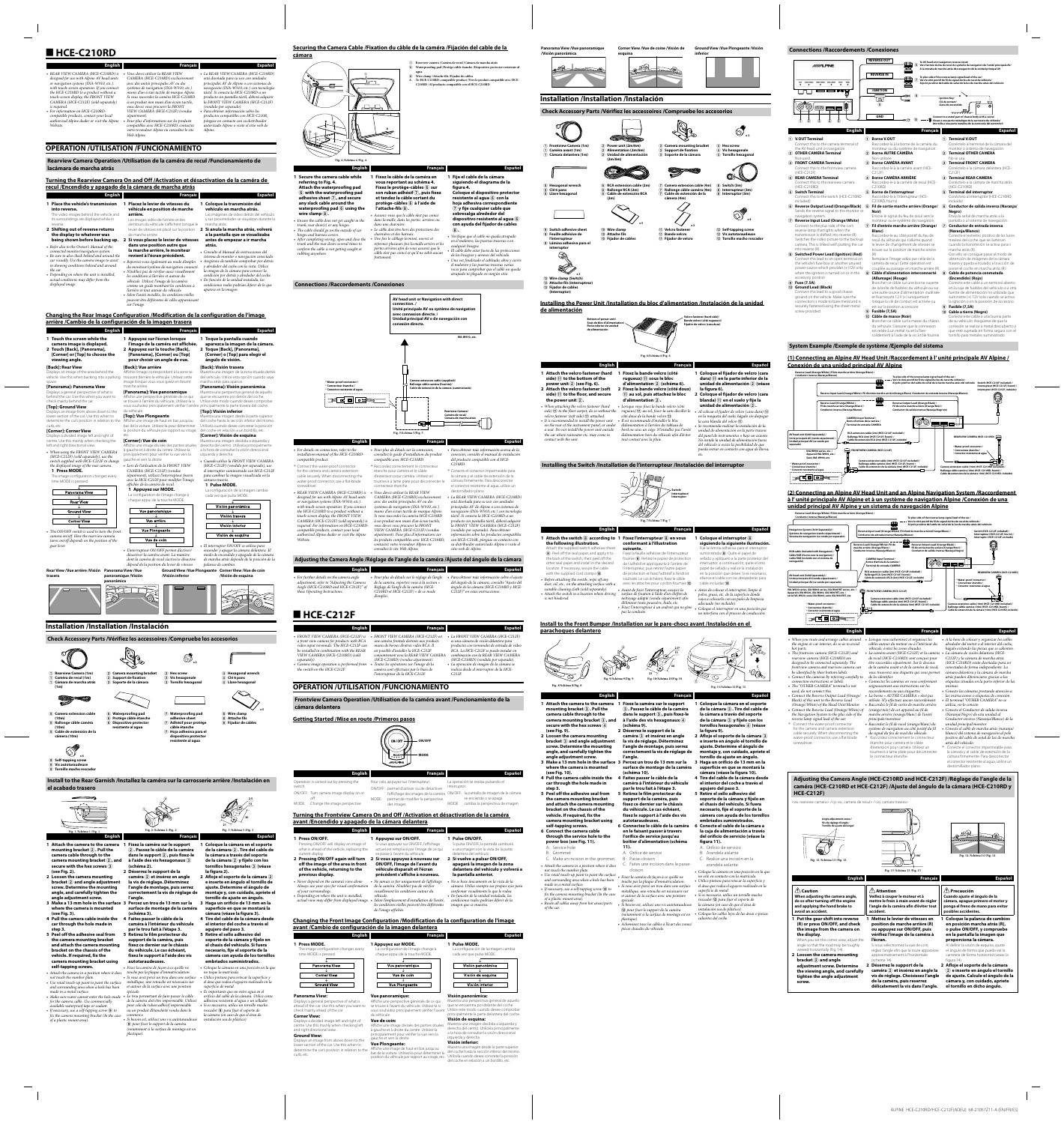# HCE-C210RD

| English | Français | Español |
|---|---|---|
| • REAR VIEW CAMERA (HCE-C210RD) is designed for use with Alpine AV head units or navigation systems (INA-W910, etc.) with touch-screen operation. If you connect the HCE-C210RD to a product without a touch-screen display, the FRONT VIEW CAMERA (HCE-C212F) (sold separately) is required. | • Vous devez utiliser la REAR VIEW CAMERA (HCE-C210RD) exclusivement avec des unités principales AV ou des systèmes de navigation (INA-W910, etc.) dotés d'un écran tactile. Si vous raccordez la caméra HCE-C210RD à un produit non muni d'un écran tactile, vous devez vous procurer la FRONT VIEW CAMERA (HCE-C212F) (vendue séparément). | • La REAR VIEW CAMERA (HCE-C210RD) está diseñada para su uso con unidades principales AV de Alpine o con sistemas de navegación (INA-W910, etc.) con tecnología táctil. Si conecta la HCE-C210RD a un producto sin pantalla táctil, deberá adquirir la FRONT VIEW CAMERA (HCE-C212F) (vendida por separado). |
| • For information on HCE-C210RD-compatible products, contact your local authorized Alpine dealer or visit the Alpine Website. | • Pour plus d'informations sur les produits compatibles avec HCE-C210RD, contactez votre revendeur Alpine ou consultez le site Web Alpine. | • Para obtener información sobre los productos compatibles con HCE-C210R, póngase en contacto con un distribuidor autorizado Alpine o visite el sitio web de Alpine. |

## OPERATION /UTILISATION /FUNCIONAMIENTO

### Rearview Camera Operation /Utilisation de la caméra de recul /Funcionamiento de la cámara de marcha atrás

#### Turning the Rearview Camera On and Off /Activation et désactivation de la caméra de recul /Encendido y apagado de la cámara de marcha atrás

| English | Français | Español |
|---|---|---|
| **1 Place the vehicle's transmission into reverse.** The video images behind the vehicle and the surroundings are displayed while in reverse. | **1 Placez le levier de vitesses du véhicule en position de marche arrière.** Les images vidéo de l'arrière et des alentours du véhicule s'affichent lorsque le levier de vitesses est placé sur la position de marche arrière. | **1 Coloque la transmisión del vehículo en marcha atrás.** Las imágenes de vídeo detrás del vehículo y sus proximidades se visualizan durante la marcha atrás. |
| **2 Shifting out of reverse returns the display to whatever was being shown before backing up.** | **2 Si vous placez le levier de vitesses dans une position autre que la marche arrière, le moniteur revient à l'écran précédent.** | **2 Si anula la marcha atrás, volverá a la pantalla que se visualizaba antes de empezar a dar marcha atrás.** |
| • Refer also to the Owner's Manual of the connected monitor/navigation system. • Be sure to also check behind and around the car visually. Use the camera image to assist in showing conditions behind and around the vehicle. • Depending on where the unit is installed, actual conditions may differ from the displayed image. | • Reportez-vous également au mode d'emploi du moniteur/système de navigation connecté. • N'oubliez pas de vérifier aussi visuellement les conditions à l'arrière et autour du véhicule. Utilisez l'image de la caméra comme un guide montrant les conditions à l'arrière et tout autour du véhicule. • Selon l'unité installée, les conditions réelles peuvent être différentes de celles apparaissant sur l'image. | • Consulte el Manual de instrucciones del sistema de monitor o navegación conectado. • Asegúrese de también comprobar detrás y alrededor del coche de forma visual. Use la imagen de la cámara para conocer la condición por detrás y alrededor del vehículo. • En función de la unidad instalada, las condiciones reales podrían diferir de lo que aparece en la imagen. |

#### Changing the Rear Image Configuration /Modification de la configuration de l'image arrière /Cambio de la configuración de la imagen trasera

| English | Français | Español |
|---|---|---|
| **1 Touch the screen while the camera image is displayed.** **2 Touch [Back], [Panorama], [Corner] or [Top] to choose the viewing angle.** | **1 Appuyez sur l'écran lorsque l'image de la caméra est affichée.** **2 Appuyez sur la touche [Back], [Panorama], [Corner] ou [Top] pour choisir un angle de vue.** | **1 Toque la pantalla cuando aparezca la imagen de la cámara.** **2 Toque [Back], [Panorama], [Corner] o [Top] para elegir el ángulo de visión.** |
| **[Back]: Rear view** Displays an image of the area behind the vehicle. Use this when backing into a parking space. | **[Back]: Vue arrière** Affiche l'image correspondant à la zone se trouvant derrière le véhicule. Utilisez cette image lorsque vous vous garez en faisant marche arrière. | **[Back]: Visión trasera** Muestra una imagen de la zona situada detrás del vehículo. Utilice esta opción cuando vaya marcha atrás para aparcar. |
| **[Panorama]: Panorama View** Displays a general perspective of what is behind the car. Use this mode when you need to check mainly behind the car. | **[Panorama]: Vue panoramique** Affiche une perspective générale de ce qui se trouve à l'arrière du véhicule. Utilisez-la si vous souhaitez principalement vérifier l'arrière du véhicule. | **[Panorama]: Visión panorámica** Muestra una perspectiva general de aquello que se encuentra por detrás del coche. Utilice este modo cuando desee comprobar principalmente la parte trasera del coche. |
| **[Top]: Ground View** Displays an image from above down to the lower section of the car. Use this mode to determine the car's position in relation to the curb, etc. | **[Top]: Vue Plongeante** Affiche une image de haut en bas jusqu'au bas de la voiture. Utilisez-la pour déterminer la position du véhicule par rapport au trottoir, etc. | **[Top]: Visión inferior** Muestra una imagen desde la parte superior del coche hasta la sección inferior del mismo. Utilice este modo para determinar la posición del coche en relación con el bordillo, etc. |
| **[Corner]: Corner View** Displays a divided image left and right of centre. Use this mainly when checking the left and right directions. | **[Corner]: Vue de coin** Affiche une image divisée des parties situées à gauche et à droite du centre. Utilisez-la principalement pour vérifier la vue vers la gauche et vers la droite. | **[Corner]: Visión de esquina** Muestra una imagen dividida a izquierda y derecha del centro. Utilícela principalmente a la hora de comprobar las direcciones izquierda y derecha. |
| • When using the FRONT VIEW CAMERA (HCE-C212F) (sold separately), use the switch supplied with HCE-C212F to change the displayed image of the rear camera. **1 Press MODE.** The image configuration changes every time MODE is pressed. | • Lors de l'utilisation de la FRONT VIEW CAMERA (HCE-C212F) (vendue séparément), utilisez l'interrupteur fourni avec la HCE-C212F pour modifier l'image affichée de la caméra de recul. **1 Appuyez sur MODE.** La configuration de l'image change à chaque appui de la touche MODE. | • Cuando utilice la FRONT VIEW CAMERA (HCE-C212F) (vendida por separado), use el interruptor suministrado con la HCE-C212F para cambiar la imagen visualizada en la cámara trasera. **1 Pulse MODE.** La configuración de la imagen cambia cada vez que pulsa MODE. |

Panorama View → Rear View → Ground View → Corner View

Vue panoramique → Vue arrière → Vue Plongeante → Vue de coin

Visión panorámica → Visión trasera → Visión inferior → Visión de esquina

| English | Français | Español |
|---|---|---|
| • The ON/OFF switch is used to turn the front camera on/off. How the rearview camera turns on/off depends on the position of the gear lever. | • L'interrupteur ON/OFF sert à activer/désactiver la caméra avant. La manière dont la caméra de recul s'active/se désactive dépend de la position du levier de vitesses. | • El interruptor ON/OFF se utiliza para encender y apagar la cámara delantera. El modo de encendido y apagado de la cámara de marcha atrás depende de la posición de la palanca de cambios. |

Rear View /Vue arrière /Visión trasera | Panorama View /Vue panoramique /Visión panorámica | Ground View /Vue Plongeante /Visión inferior | Corner View /Vue de coin /Visión de esquina

## Installation /Installation /Instalación

### Check Accessory Parts /Vérifiez les accessoires /Compruebe los accesorios

① Rearview Camera (1m) / Caméra de recul (1m) / Cámara de marcha atrás (1m)
② Camera mounting bracket / Support de fixation / Soporte de la cámara
③ Hex screw / Vis hexagonale / Tornillo hexagonal
④ Hexagonal wrench / Clé à pans / Llave hexagonal
⑤ Camera extension cable (10m) / Rallonge câble caméra (10m) / Cable de extensión de la cámara (10m)
⑥ Waterproofing pad / Protège câble étanche / Dispositivo protector resistente al agua
⑦ Waterproofing pad adhesive sheet / Adhésif pour protège câble étanche / Hoja adhesiva para el dispositivo protector resistente al agua
⑧ Wire clamp / Attache fil / Fijador de cables
⑨ Self-tapping screw / Vis autotaraudeuse / Tornillo macho roscador

### Install to the Rear Garnish /Installez la caméra sur la carrosserie arrière /Instalación en el acabado trasero

Fig. 1 /Schéma 1 /Fig. 1 — Fig. 2 /Schéma 2 /Fig. 2 — Fig. 3 /Schéma 3 /Fig. 3

| English | Français | Español |
|---|---|---|
| **1 Attach the camera to the camera bracket ②. Pull the camera cable through to the camera mounting bracket ②, and secure with the hex screws ③ (see Fig. 2).** | **1 Fixez la caméra sur le support ②. Passez le câble de la caméra dans le support ②, puis fixez-le à l'aide des vis hexagonales ③ (schéma 2).** | **1 Coloque la cámara en el soporte de la cámara ②. Tire del cable de la cámara a través del soporte de la cámara ② y fíjelo con los tornillos hexagonales ③ (véase la figura 2).** |
| **2 Loosen the camera mounting bracket ② and angle adjustment screw. Determine the mounting angle, and carefully tighten the angle adjustment screw.** | **2 Desserrez le support de la caméra ② et insérez un angle à la vis de réglage. Déterminez l'angle de montage, puis serrez correctement la vis de réglage de l'angle.** | **2 Afloje el soporte de la cámara ② e inserte en ángulo el tornillo de ajuste. Determine el ángulo de montaje y, con cuidado, apriete el tornillo de ajuste en ángulo.** |
| **3 Make a 13 mm hole in the surface where the camera is mounted (see Fig. 3).** | **3 Percez un trou de 13 mm sur la surface de montage de la caméra (schéma 3).** | **3 Haga un orificio de 13 mm en la superficie en que se montará la cámara (véase la figura 3).** |
| **4 Pull the camera cable inside the car through the hole made in step 3.** | **4 Faites passer le câble de la caméra à l'intérieur du véhicule par le trou fait à l'étape 3.** | **4 Tire del cable de la cámara desde el interior del coche a través el agujero del paso 3.** |
| **5 Peel off the adhesive seal from the camera mounting bracket and attach the camera mounting bracket on the chassis of the vehicle. If required, fix the camera mounting bracket using self-tapping screws.** | **5 Retirez le film protecteur du support de la caméra, puis fixez ce dernier sur le châssis du véhicule. Le cas échéant, fixez le support à l'aide des vis autotaraudeuses.** | **5 Retire el sello adhesivo del soporte de la cámara y fíjelo en el chasis del vehículo. Si fuera necesario, fije el soporte de la cámara con ayuda de los tornillos embridados suministrados.** |
| • Attach the camera in a position where it does not touch the number plate. • Use vinyl touch-up paint to paint the surface and surrounding area when a hole has been made in a metal surface. • Make sure water cannot enter the hole made for the camera cable. Use commercially available waterproof tape or sealant. • If necessary, use a self-tapping screw ⑨ to fix the camera mounting bracket (In the case of a plastic mount area). | • Fixez la caméra de façon à ce qu'elle ne touche pas la plaque d'immatriculation. • Si vous avez percé un trou dans une surface métallique, une retouche est nécessaire sur et autour de la surface avec une peinture spéciale. • Si vous percez un trou dans le câble de la caméra, il doit être étanche. Utilisez du ruban adhésif ou un produit d'étanchéité vendu dans le commerce. • Si besoin est, utilisez une vis autotaraudeuse ⑨ pour fixer le support de la caméra (notamment si la surface de montage est en plastique). | • Coloque la cámara en una posición en la que no toque la matrícula. • Utilice pintura para retocar la superficie y el área que rodea el orificio realizado en la superficie de metal. • Es importante que no entre agua en el orificio del cable de la cámara. Utilice cinta adhesiva resistente al agua o un sellador. • Si es necesario, utilice un tornillo macho roscador ⑨ para fijar el soporte de la cámara (en caso de que el área de instalación sea de plástico). |

### Securing the Camera Cable /Fixation du câble de la caméra /Fijación del cable de la cámara

① Rearview camera /Caméra de recul /Cámara de marcha atrás
⑥ Waterproofing pad /Protège câble étanche /Dispositivo protector resistente al agua
⑧ Wire clamp /Attache fils /Fijador de cables
Ⓐ To HCE-C210RD compatible product /Vers le produit compatible avec HCE-C210RD /Al producto compatible con el HCE-C210RD

Fig. 4 /Schéma 4 /Fig. 4

| English | Français | Español |
|---|---|---|
| **1 Secure the camera cable while referring to Fig. 4. Attach the waterproofing pad ⑥ with the waterproofing pad adhesive sheet ⑦, and secure any slack cable around the waterproofing pad ⑥ using the wire clamp ⑧.** | **1 Fixez le câble de la caméra en vous reportant au schéma 4. Fixez le protège-câbles ⑥ sur son ruban adhésif ⑦, puis fixez et tendez le câble autour du protège-câbles ⑥ à l'aide de l'attache-fils ⑧.** | **1 Fije el cable de la cámara siguiendo el diagrama de la figura 4. Coloque el dispositivo protector resistente al agua ⑥ con la hoja adhesiva correspondiente ⑦ y fije cualquier cable que sobresalga alrededor del dispositivo resistente al agua ⑥ con ayuda del fijador de cables ⑧.** |
| • Ensure the cable does not get caught in the trunk, rear door(s) or any hinges, hinges and harness covers. • The cable should go on the outside of any harness covers. • After completing wiring, open and close the trunk and the rear doors several times to confirm the cable is not getting caught or rubbing anywhere. | • Assurez-vous que le câble n'est pas coincé dans le coffre, dans les portes arrière ou dans une charnière. • Le câble doit être hors des protections des charnières et des harnais. • Une fois le câblage terminé, ouvrez et refermez plusieurs fois le coffre et les portes arrière afin de vérifier que le câble n'est pas coincé. | • Verifique que el cable no quede atrapado en el maletero, las puertas traseras o en cualquier bisagra. • El cable debe estar fuera de las protecciones de las bisagras y arneses de cables. • Una vez finalizado el cableado, abra y cierre el maletero y las puertas traseras varias veces para asegurarse de que el cable no queda atrapado ni pegado en ningún sitio. |

### Connections /Raccordements /Conexiones

AV head unit or Navigation with direct connection. / Unité principale AV ou système de navigation avec connexion directe. / Unidad principal AV o de navegación con conexión directa.

INA-W910, etc.

Water-proof connector / Connecteur étanche / Conector resistente al agua

Camera extension cable (supplied) / Rallonge câble caméra (fournie) / Cable de extensión de la cámara (suministrado)

Rearview Camera / Caméra de recul / Cámara de marcha atrás

Fig. 5 /Schéma 5 /Fig. 5

| English | Français | Español |
|---|---|---|
| • For details on connection, refer to the installation manual of the HCE-C210RD-compatible product. • Connect the water-proof connector for the camera and camera extension cable securely. When disconnecting the water-proof connector, use a flat-blade screwdriver. • REAR VIEW CAMERA (HCE-C210RD) is designed for use with Alpine AV head units or navigation systems (INA-W910, etc.) with touch-screen operation. If you connect the HCE-C210RD to a product without a touch-screen display, the FRONT VIEW CAMERA (HCE-C212F) (sold separately) is required. For information on HCE-C210RD-compatible products, contact your local authorized Alpine dealer or visit the Alpine Website. | • Pour plus de détails sur les connexions, consultez le guide d'installation du produit compatible avec HCE-C210RD. • Raccordez correctement le connecteur étanche pour caméra et la rallonge du câble caméra. Lors du débranchement du connecteur étanche, utilisez un tournevis à lame plate. • Vous devez utiliser la REAR VIEW CAMERA (HCE-C210RD) exclusivement avec des unités principales AV ou des systèmes de navigation (INA-W910, etc.) dotés d'un écran tactile. Si vous raccordez la caméra HCE-C210RD à un produit non muni d'un écran tactile, vous devez vous procurer la FRONT VIEW CAMERA (HCE-C212F) (vendue séparément). Pour plus d'informations sur les produits compatibles avec HCE-C210RD, contactez votre revendeur Alpine ou consultez le site Web Alpine. | • Para obtener más información acerca de la conexión, consulte el manual de instalación del producto compatible con el HCE-C210RD. • Conecte el conector impermeable para la cámara y el cable de extensión de la cámara firmemente. Para desconectar el conector resistente al agua, utilice un destornillador plano. • La REAR VIEW CAMERA (HCE-C210RD) está diseñada para su uso con unidades principales AV de Alpine o con sistemas de navegación (INA-W910, etc.) con tecnología táctil. Si conecta la HCE-C210RD a un producto sin pantalla táctil, deberá adquirir la FRONT VIEW CAMERA (HCE-C212F) (vendida por separado). Para obtener información sobre los productos compatibles con HCE-C210R, póngase en contacto con un distribuidor autorizado Alpine o visite el sitio web de Alpine. |

### Adjusting the Camera Angle /Réglage de l'angle de la caméra /Ajuste del ángulo de la cámara

| English | Français | Español |
|---|---|---|
| • For further details on the camera angle adjustment, refer to "Adjusting the Camera Angle (HCE-C210RD and HCE-C212F)" of these Operating Instructions. | • Pour plus de détails sur le réglage de l'angle de la caméra, reportez-vous à la section « Réglage de l'angle de la caméra (HCE-C210RD et HCE-C212F) » de ce mode d'emploi. | • Para obtener más información sobre el ajuste del ángulo de la cámara, consulte "Ajuste del ángulo de la cámara (HCE-C210RD y HCE-C212F)" en estas instrucciones. |

# HCE-C212F

| English | Français | Español |
|---|---|---|
| • FRONT VIEW CAMERA (HCE-C212F) is a front view camera for products with RCA video input terminals. The HCE-C212F can be installed in combination with the REAR VIEW CAMERA (HCE-C210RD) (sold separately). • Camera image operation is performed from the switch on the HCE-C212F. | • FRONT VIEW CAMERA (HCE-C212F) est une caméra frontale destinée aux produits munis de bornes d'entrée vidéo RCA. Il est possible d'installer la HCE-C212F en combinaison avec la REAR VIEW CAMERA (HCE-C210RD) (vendue séparément). • Toutes les opérations sur l'image de la caméra sont effectuées par le biais de l'interrupteur de la HCE-C212F. | • La FRONT VIEW CAMERA (HCE-C212F) es una cámara de visión delantera para productos con terminales de entrada de vídeo RCA. La HCE-C212F se puede instalar en combinación con la REAR VIEW CAMERA (HCE-C210RD) (vendida por separado). • La operación de imagen de la cámara se realiza desde el interruptor de la HCE-C212F. |

## OPERATION /UTILISATION /FUNCIONAMIENTO

### Frontview Camera Operation /Utilisation de la caméra avant /Funcionamiento de la cámara delantera

#### Getting Started /Mise en route /Primeros pasos

ON/OFF — MODE

| English | Français | Español |
|---|---|---|
| Operation is carried out by pressing the switch. ON/OFF: Turn camera image display on or off. MODE: Change the image perspective. | Pour cela, appuyez sur l'interrupteur. ON/OFF: permet d'activer ou de désactiver l'affichage des images issues de la caméra. MODE: permet de modifier la perspective des images. | La operación se realiza pulsando el interruptor. ON/OFF: la pantalla de imagen de la cámara se encenderá o se apagará. MODE: cambia la perspectiva de la imagen. |

#### Turning the Frontview Camera On and Off /Activation et désactivation de la caméra avant /Encendido y apagado de la cámara delantera

| English | Français | Español |
|---|---|---|
| **1 Press ON/OFF.** Pressing ON/OFF will display an image of what is ahead of the vehicle, replacing the current display. **2 Pressing ON/OFF again will turn off the image of the area in front of the vehicle, returning to the previous display.** | **1 Appuyez sur ON/OFF.** Si vous appuyez sur ON/OFF, l'affichage actuel est remplacé par l'image de ce qui se passe à l'avant du véhicule. **2 Si vous appuyez à nouveau sur ON/OFF, l'image de l'avant du véhicule disparaît et l'écran précédent s'affiche à nouveau.** | **1 Pulse ON/OFF.** Si pulsa ON/OFF, la pantalla cambiará a una imagen de lo que se encuentra delante del vehículo. **2 Si vuelve a pulsar ON/OFF, apagará la imagen de la zona delantera del vehículo y volverá a la pantalla anterior.** |
| • Never depend on the camera view alone. Always see your way for visual confirmation of your surroundings. • Depending on where the unit is installed, actual view may differ from the displayed image. | • Ne jamais se fier uniquement à l'affichage de la caméra. N'oubliez pas de vérifier visuellement les conditions avoisinantes. • Selon l'emplacement d'installation de l'unité, les conditions réelles peuvent différer de l'image affichée. | • No se base únicamente en la vista de la cámara. Utilice siempre sus propios ojos para confirmar visualmente lo que le rodea. • En función de la unidad instalada, las condiciones reales pueden diferir de la imagen que se muestra. |

#### Changing the Front Image Configuration /Modification de la configuration de l'image avant /Cambio de configuración de la imagen delantera

| English | Français | Español |
|---|---|---|
| **1 Press MODE.** The image configuration changes every time MODE is pressed. | **1 Appuyez sur MODE.** La configuration de l'image change à chaque appui sur la touche MODE. | **1 Pulse MODE.** La configuración de la imagen cambia cada vez que pulsa MODE. |

Panorama View → Corner View → Ground View

Vue panoramique → Vue de coin → Vue Plongeante

Visión panorámica → Visión de esquina → Visión inferior

| English | Français | Español |
|---|---|---|
| **Panorama View:** Displays a general perspective of what is ahead of the car. Use this mode when you need to check mainly ahead of the car. | **Vue panoramique:** Affiche une perspective générale de ce qui se trouve à l'avant du véhicule. Utilisez-la si vous souhaitez principalement vérifier l'avant du véhicule. | **Visión panorámica:** Muestra una perspectiva general de aquello que se encuentra por delante del coche. Utilice este modo cuando desee comprobar principalmente la parte delantera del coche. |
| **Corner View:** Displays a divided image left and right of centre. Use this mainly when checking the left and right directional. | **Vue de coin:** Affiche une image divisée des parties situées à gauche et à droite du centre. Utilisez-la principalement pour vérifier la vue vers la gauche et vers la droite. | **Visión de esquina:** Muestra una imagen dividida a izquierda y derecha del centro. Utilícela principalmente a la hora de comprobar las direcciones izquierda y derecha. |
| **Ground View:** Displays an image from above down to the lower section of the car. Use this mode to determine the car's position in relation to the curb, etc. | **Vue Plongeante:** Affiche une image de haut en bas jusqu'au bas de la voiture. Utilisez-la pour déterminer la position du véhicule par rapport au trottoir, etc. | **Visión inferior:** Muestra una imagen desde la parte superior del coche hasta la sección inferior del mismo. Utilice este modo para determinar la posición del coche en relación con el bordillo, etc. |

Panorama View /Vue panoramique /Visión panorámica — Corner View /Vue de coin /Visión de esquina — Ground View /Vue Plongeante /Visión inferior

## Installation /Installation /Instalación

### Check Accessory Parts /Vérifiez les accessoires /Compruebe los accesorios

① Frontview Camera (1m) / Caméra avant (1m) / Cámara delantera (1m)
② Power unit (2m/4m) / Alimentation (2m/4m) / Unidad de alimentación (2m/4m)
③ Camera mounting bracket / Support de fixation / Soporte de la cámara
④ Hex screw / Vis hexagonale / Tornillo hexagonal
⑤ Hexagonal wrench / Clé à pans / Llave hexagonal
⑥ RCA extension cable (2m) / Rallonge RCA (2m) / Cable de extensión RCA (2m)
⑦ Camera extension cable (4m) / Rallonge câble caméra (4m) / Cable de extensión de la cámara (4m)
⑧ Switch (3m) / Interrupteur (3m) / Interruptor (3m)
⑨ Switch adhesive sheet / Feuille adhésive de l'interrupteur / Lámina adhesiva para el interruptor
⑩ Wire clamp / Attache fils / Fijador de cables
⑪ Velcro fastener / Bande velcro / Fijador de velcro
⑫ Self-tapping screw / Vis autotaraudeuse / Tornillo macho roscador
⑬ Wire clamp (Switch) / Attache fils (Interrupteur) / Fijador de cables (Interruptor)

### Installing the Power Unit /Installation du bloc d'alimentation /Instalación de la unidad de alimentación

Bottom of power unit / Bas du bloc d'alimentation / Parte inferior de unidad de alimentación

Velcro fastener (hard side) / Bande velcro (côté rugueux) / Fijador de velcro (cara dura)

Fig. 6 /Schéma 6 /Fig. 6

| English | Français | Español |
|---|---|---|
| **1 Attach the velcro fastener (hard side) ⑪ to the bottom of the power unit ② (see Fig. 6).** **2 Attach the velcro fastener (soft side) ⑪ to the floor, and secure the power unit ②.** | **1 Fixez la bande velcro (côté rugueux) ⑪ sous le bloc d'alimentation ② (schéma 6).** **2 Fixez la bande velcro (côté doux) ⑪ au sol, puis attachez le bloc d'alimentation ②.** | **1 Coloque el fijador de velcro (cara dura) ⑪ en la parte inferior de la unidad de alimentación ② (véase la figura 6).** **2 Coloque el fijador de velcro (cara blanda) ⑪ en el suelo y fije la unidad de alimentación ②.** |
| • When attaching the velcro fastener (hard side) ⑪ to the floor carpet, do so without the velcro fastener (soft side) ⑪ attached. • It is recommended to install the power unit on the rear of the instrument panel, or under a seat. Do not install the power unit inside the car where rainwater etc. may come in contact with the unit. | • Lorsque vous fixez la bande velcro (côté rugueux) ⑪ au sol, fixez-la sans décoller le côté doux de la bande velcro ⑪. • Il est recommandé d'installer le bloc d'alimentation à l'arrière du panneau d'instruments ou sous un siège. N'installez pas le bloc d'alimentation dans le véhicule afin d'éviter tout contact avec la pluie. | • Al colocar el fijador de velcro (cara dura) ⑪ en la moqueta del suelo, hágalo sin despegar la cara blanda del velcro ⑪. • Se recomienda realizar la instalación de la unidad de alimentación en la parte trasera del panel de instrumentos o bajo un asiento. No instale la unidad de alimentación fuera del vehículo si existe la posibilidad de que pueda entrar en contacto con agua de lluvia, etc. |

### Installing the Switch /Installation de l'interrupteur /Instalación del interruptor

Switch / Interrupteur / Interruptor

Fig. 7 /Schéma 7 /Fig. 7

| English | Français | Español |
|---|---|---|
| **1 Attach the switch ⑧ according to the following illustration.** Attach the supplied switch adhesive sheet ⑨. Peel off the seal paper, and apply it to the back of the switch, then peel off the other seal paper and install in the desired location. If necessary, secure the cable with the supplied cord clamp ⑬. • Before attaching the switch, wipe off any dust, oil, etc. on the attaching surface with a suitable cleaning cloth (sold separately). • Attach the switch in a location where driving is not hindered. | **1 Fixez l'interrupteur ⑧ en vous conformant à l'illustration suivante.** Fixez la feuille adhésive de l'interrupteur fournie ⑨. Retirez le papier de protection du côté de l'interrupteur, puis retirez le papier de l'autre côté et fixez l'interrupteur à l'endroit souhaité. Le cas échéant, fixez le câble avec l'attache pour cordon fournie ⑬. • Avant de fixer l'interrupteur, essuyez la surface de fixation à l'aide d'un chiffon de nettoyage adapté (vendu séparément) afin d'enlever toute poussière, huile, etc. • Fixez l'interrupteur à un endroit qui ne gêne pas la conduite. | **1 Coloque el interruptor ⑧ siguiendo la siguiente ilustración.** Fije la lámina adhesiva para el interruptor suministrada ⑨. Quite el papel de sellado y aplíquelo a la parte posterior del interruptor; a continuación, quite el otro papel de sellado y realice la instalación en la posición que desee. Si es necesario, afiance el cable con el sujetacables para cable incluido ⑬. • Antes de colocar el interruptor, limpie el polvo, grasa, etc. de la superficie donde vaya a colocarlo con un paño de limpieza adecuado (no incluido). • Coloque el interruptor en una posición que no interfiera con el proceso de conducción. |

### Install to the Front Bumper /Installation sur le pare-chocs avant /Instalación en el parachoques delantero

Fig. 8 /Schéma 8 /Fig. 8 — Fig. 9 /Schéma 9 /Fig. 9 — Fig. 10 /Schéma 10 /Fig. 10 — Fig. 11 /Schéma 11 /Fig. 11

| English | Français | Español |
|---|---|---|
| **1 Attach the camera to the camera mounting bracket ③. Pull the camera cable through to the camera mounting bracket ③, and secure with the hex screws ④ (see Fig. 9).** | **1 Fixez la caméra sur le support ③. Passez le câble de la caméra dans le support ③, puis fixez-le à l'aide des vis hexagonales ④ (schéma 9).** | **1 Coloque la cámara en el soporte de la cámara ③. Tire del cable de la cámara a través del soporte de la cámara ③ y fíjelo con los tornillos hexagonales ④ (véase la figura 9).** |
| **2 Loosen the camera mounting bracket ③ and angle adjustment screw. Determine the mounting angle, and carefully tighten the angle adjustment screw.** | **2 Desserrez le support de la caméra ③ et insérez un angle à la vis de réglage. Déterminez l'angle de montage, puis serrez correctement la vis de réglage de l'angle.** | **2 Afloje el soporte de la cámara ③ e inserte en ángulo el tornillo de ajuste. Determine el ángulo de montaje y, con cuidado, apriete el tornillo de ajuste en ángulo.** |
| **3 Make a 13 mm hole in the surface where the camera is mounted (see Fig. 10).** | **3 Percez un trou de 13 mm sur la surface de montage de la caméra (schéma 10).** | **3 Haga un orificio de 13 mm en la superficie en que se montará la cámara (véase la figura 10).** |
| **4 Pull the camera cable inside the car through the hole made in step 3.** | **4 Faites passer le câble de la caméra à l'intérieur du véhicule par le trou fait à l'étape 3.** | **4 Tire del cable de la cámara desde el interior del coche a través del agujero del paso 3.** |
| **5 Peel off the adhesive seal from the camera mounting bracket and attach the camera mounting bracket on the chassis of the vehicle. If required, fix the camera mounting bracket using self-tapping screws.** | **5 Retirez le film protecteur du support de la caméra, puis fixez ce dernier sur le châssis du véhicule. Le cas échéant, fixez le support à l'aide des vis autotaraudeuses.** | **5 Retire el sello adhesivo del soporte de la cámara y fíjelo en el chasis del vehículo. Si fuera necesario, fije el soporte de la cámara con ayuda de los tornillos embridados suministrados.** |
| **6 Connect the camera cable through the service hole to the power box (see Fig. 11).** Ⓐ Service hole Ⓑ Grommet Ⓒ Make an incision in the grommet. | **6 Connectez le câble de la caméra en le faisant passer à travers l'orifice de service jusqu'au boîtier d'alimentation (schéma 11).** Ⓐ Orifice de service Ⓑ Passe-cloison Ⓒ Faites une incision dans le passe-cloison. | **6 Conecte el cable de la cámara a la caja de alimentación a través del orificio de servicio (véase la figura 11).** Ⓐ Orificio de servicio Ⓑ Arandela aislante Ⓒ Realice una incisión en la arandela aislante. |
| • Attach the camera in a position where it does not touch the number plate. • Use vinyl touch-up paint to paint the surface and surrounding area when a hole has been made in a metal surface. • If necessary, use a self-tapping screw ⑫ to fix the camera mounting bracket (In the case of a plastic mount area). • Route all cable away from hot areas/parts of the car. | • Fixez la caméra de façon à ce qu'elle ne touche pas la plaque d'immatriculation. • Si vous avez percé un trou dans une surface métallique, une retouche est nécessaire sur et autour de la surface avec une peinture spéciale. • Si besoin est, utilisez une vis autotaraudeuse ⑫ pour fixer le support de la caméra (notamment si la surface de montage est en plastique). • Acheminez tous les câbles à l'écart des pièces chaudes du véhicule. | • Coloque la cámara en una posición en la que no esté en contacto con la matrícula. • Utilice pintura para retocar la superficie y el área que rodea el orificio realizado en la superficie metálica. • Si es necesario, utilice un tornillo macho roscador ⑫ para fijar el soporte de la cámara (en caso de que el área de instalación sea de plástico). • Coloque los cables lejos de las áreas o piezas calientes del coche. |

## Connections /Raccordements /Conexiones

REVERSE OUT — REVERSE IN — IGNITION — GND

To AV head unit or navigation reverse input / Vers l'entrée de la marche arrière du navigateur ou de l'unité principale AV / A la entrada de marcha atrás de la navegación o de la unidad principal AV

To plus side of the reverse lamp signal lead of the car / Vers le côté positif du fil du signal du feu de recul du véhicule / Al polo positivo del cable de señal de la luz de marcha atrás del vehículo

Ignition Key / Clé de contact / Llave de encendido

Connect to a metal part of chassis body with a screw. / Branchez à une partie métallique de la carrosserie du véhicule avec une vis. / Conecte a una parte metálica de la carrocería del chasis con un tornillo.

| English | Français | Español |
|---|---|---|
| **① V.OUT Terminal** Connect this to the camera terminal of the AV head unit or navigation. | **① Borne V.OUT** Raccordez-la à la borne de la caméra du moniteur ou du système de navigation AV. | **① Terminal V.OUT** Conéctelo al terminal de la cámara del monitor o sistema de navegación. |
| **② OTHER CAMERA Terminal** Not used. | **② Borne AUTRE CAMÉRA** Non utilisée. | **② Terminal OTHER CAMERA** No se usa. |
| **③ FRONT CAMERA Terminal** Connect this to the frontview camera (HCE-C212F). | **③ Borne CAMÉRA AVANT** Raccordez-la à la caméra avant (HCE-C212F). | **③ Terminal FRONT CAMERA** Conéctelo a la cámara delantera (HCE-C212F). |
| **④ REAR CAMERA Terminal** Connect this to the rearview camera (HCE-C210RD). | **④ Borne CAMÉRA ARRIÈRE** Raccordez-la à la caméra de recul (HCE-C210RD). | **④ Terminal REAR CAMERA** Conéctelo a la cámara de marcha atrás (HCE-C210RD). |
| **⑤ Switch Terminal** Connect this to the switch (HCE-C212F included). | **⑤ Borne de l'interrupteur** Raccordez-la à l'interrupteur (HCE-C212F, fourni). | **⑤ Terminal del interruptor** Conéctelo al interruptor (HCE-C212F, incluido). |
| **⑥ Reverse Output Lead (Orange/Black)** Sends the reverse signal to the monitor or navigation system. | **⑥ Fil de sortie marche arrière (Orange/Noir)** Envoie le signal du feu de recul vers le moniteur ou le système de navigation. | **⑥ Conductor de salida inversa (Naranja/Negro)** Envía la señal de marcha atrás a la pantalla o al sistema de navegación. |
| **⑦ Reverse Input Lead (Orange/White)** Connect to the plus side of the car's reverse lamp that lights when the transmission is shifted into reverse (R). Switches the video picture to the backup camera. This is finished with putting the car into reverse (R). | **⑦ Fil d'entrée marche arrière (Orange/Blanc)** Raccordez-le au côté positif du feu de recul du véhicule qui s'allume quand le levier de vitesses est placé en marche arrière (R). Remplace l'image vidéo par celle de la caméra de recul. Cette opération est couplée au passage en marche arrière (R). | **⑦ Conductor de entrada inversa (Naranja/Blanco)** Conecte el extremo positivo de las luces de marcha atrás del coche que se iluminan cuando la transmisión se activa para la marcha atrás (R). Con ello se consigue pasar al modo de visualización de las imágenes de la cámara trasera y queda vinculado a la acción de poner el coche en marcha atrás (R). |
| **⑧ Switched Power Lead (Ignition) (Red)** Connect this lead to an open terminal on the vehicle's fuse box or another unused power source which provides (+) 12V only when the ignition is turned on or in the accessory position. | **⑧ Câble d'alimentation commuté (Allumage) (Rouge)** Branchez ce câble sur une borne ouverte de la boîte de fusibles du véhicule ou sur une autre source d'alimentation inutilisée qui fournit (+) 12 V uniquement lorsque la clé de contact est activée ou est sur la position accessoire. | **⑧ Cable de alimentación conmutada (Encendido) (Rojo)** Conecte este cable a un terminal abierto en la caja de fusibles del vehículo o a otra fuente de alimentación no utilizada que suministre (+) 12V sólo cuando se active la ignición o en la posición de accesorio. |
| **⑨ Fuse (7.5A)** | **⑨ Fusible (7,5A)** | **⑨ Fusible (7,5A)** |
| **⑩ Ground Lead (Black)** Connect this lead to a good chassis ground on the vehicle. Make sure the connection is made to bare metal and is securely fastened using the sheet metal screw provided. | **⑩ Câble de masse (Noir)** Branchez ce câble sur la masse du châssis du véhicule. Assurez-vous que la connexion est reliée à un métal nu et qu'elle est solidement fixée à l'aide de la vis à tôle fournie. | **⑩ Cable a tierra (Negro)** Conecte este cable a una buena toma de tierra del vehículo. Asegúrese de que la conexión se realice a metal descubierto y que quede fijada con el tornillo para metal suministrado. |

## System Example /Exemple de système /Ejemplo del sistema

### (1) Connecting an Alpine AV Head Unit /Raccordement à l'unité principale AV Alpine /Conexión de una unidad principal AV Alpine

Reverse Lead (Orange/White) / Fil de marche arrière (Orange/Blanc) / Conductor inverso (Naranja/Blanco)

To plus side of the reverse lamp signal lead of the car / Vers le côté positif du fil du signal du feu de recul du véhicule / Al polo positivo del cable de señal de la luz de marcha atrás del vehículo

Switch (HCE-C212F included) / Interrupteur (HCE-C212F, fourni) / Interruptor (HCE-C212F, incluido)

Reverse Input Lead (Orange/White) / Fil d'entrée marche arrière (Orange/Blanc) / Conductor de entrada inversa (Naranja/Blanco)

Reverse Output Lead (Orange/Black) / Fil de sortie marche arrière (Orange/Noir) / Conductor de salida inversa (Naranja/Negro)

CAMERA Input Terminal / Borne d'entrée CAMÉRA / Terminal de entrada CAMERA

RCA extension cable (2m) (HCE-C212F included) / Rallonge RCA (2m) (HCE-C212F, fournie) / Cable de extensión RCA (2m) (HCE-C212F, incluido)

AV head unit (Sold Separately) / Unité principale AV (vendue séparément) / Unidad principal AV (vendida por separado)

INA-W910 series, etc. / Appareil INA-W910, etc. / Serie INA-W910, etc.

FRONTVIEW CAMERA (HCE-C212F)

REARVIEW CAMERA (HCE-C210RD)

Water-proof connector / Connecteur étanche / Conector resistente al agua

Camera extension cable (4m) (HCE-C212F included) / Rallonge câble caméra (4m) (HCE-C212F, fournie) / Cable de extensión de la cámara (4m) (HCE-C212F, incluido)

Camera extension cable (10m) (HCE-C210RD included) / Rallonge câble caméra (10m) (HCE-C210RD, fournie) / Cable de extensión de la cámara (10m) (HCE-C210RD, incluido)

### (2) Connecting an Alpine AV Head Unit and an Alpine Navigation System /Raccordement à l'unité principale AV Alpine et à un système de navigation Alpine /Conexión de una unidad principal AV Alpine y un sistema de navegación Alpine

Reverse Lead (Orange/White) / Fil de marche arrière (Orange/Blanc) / Conductor inverso (Naranja/Blanco)

Navigation System (Sold Separately) / Système de navigation (vendu séparément) / Sistema de navegación (vendido por separado)

RGB cable (included with Navigation) / Câble RGB (inclus avec le système de navigation)

AV head unit (Sold Separately) / Unité principale AV (vendue séparément) / Unidad principal AV (vendida por separado)

FRONTVIEW CAMERA (HCE-C212F)

REARVIEW CAMERA (HCE-C210RD)

| English | Français | Español |
|---|---|---|
| • When you route and arrange cables around the engine or car interior, do so as to avoid hot parts. • The frontview camera (HCE-C212F) and rearview camera (HCE-C210RD) are designed to be connected separately. The frontview camera and rearview camera can be identified by their bottom labels. Connect the cameras by referring carefully to connection instructions or labels. • The "OTHER CAMERA" terminal is not used, do not connect this. • Connect the Reverse Output Lead (Orange/Black) of the unit to the Reverse Lead (Orange/White) of the Head Unit/Monitor. • Connect the Reverse Input Lead (Orange/White) of the Navigation System to the plus side of the reverse lamp signal lead of the car. • Connect the water-proof connector for the camera and camera extension cable securely. When disconnecting the water-proof connector, use a flat-blade screwdriver. | • Lorsque vous acheminez et organisez les câbles autour du moteur ou à l'intérieur du véhicule, évitez les pièces chaudes. • La caméra avant (HCE-C212F) et la caméra de recul (HCE-C210RD) sont conçues pour être raccordées séparément. Elles se distinguent par leur étiquette de fond. Raccordez les caméras en vous reportant soigneusement aux instructions de raccordement ou aux étiquettes. • La borne « AUTRE CAMÉRA » n'est pas utilisée. N'y effectuez aucun raccordement. • Raccordez le fil de sortie de marche arrière (orange/noir) de l'unité au fil de marche arrière (orange/blanc) de l'unité principale/du moniteur. • Raccordez le fil d'entrée de marche arrière (orange/blanc) du système de navigation au côté positif du fil du signal du feu de recul du véhicule. • Raccordez correctement le connecteur étanche pour caméra et la rallonge du câble caméra. Lors du débranchement du connecteur étanche, utilisez un tournevis à lame plate. | • A la hora de colocar y organizar los cables alrededor del motor o el interior del coche, hágalo evitando las piezas que se calientan. • La cámara de visión delantera (HCE-C212F) y la cámara de marcha atrás (HCE-C210RD) están diseñadas para ser conectadas de forma independiente. Las cámaras delantera y trasera se identifican por las etiquetas situadas en la parte inferior de las mismas. Conecte las cámaras prestando atención a las instrucciones o etiquetas de conexión. • El terminal "OTHER CAMERA" no se utiliza, no lo conecte. • Conecte el Conductor de salida inversa (Naranja/Negro) de esta unidad al Conductor inverso (Naranja/Blanco) de la unidad principal/pantalla. • Conecte el Conductor de entrada inversa (Naranja/Blanco) del sistema de navegación al polo positivo del cable de señal de luz de marcha atrás del coche. • Conecte el conector impermeable para la cámara y el cable de extensión de la cámara firmemente. Para desconectar el conector resistente al agua, utilice un destornillador plano. |

## Adjusting the Camera Angle (HCE-C210RD and HCE-C212F) /Réglage de l'angle de la caméra (HCE-C210RD et HCE-C212F) /Ajuste del ángulo de la cámara (HCE-C210RD y HCE-C212F)

Fig. 12 /Schéma 12 /Fig. 12 — Fig. 13 /Schéma 13 /Fig. 13 — Fig. 14 /Schéma 14 /Fig. 14

| English | Français | Español |
|---|---|---|
| **⚠ Caution** **When adjusting the camera angle, do so after turning off the engine and applying the hand brake to avoid an accident.** | **⚠ Attention** **Veillez à couper le moteur et à mettre le frein à main avant de régler l'angle de la caméra afin d'éviter tout accident.** | **⚠ Precaución** **Cuando ajuste el ángulo de la cámara, apague primero el motor y ponga el freno de mano para evitar posibles accidentes.** |
| **1 Put the gear shift into reverse (R) or press ON/OFF, and check the image from the camera on the display.** When you set the correct view, adjust the angle so that the road may be roughly viewed horizontally (Fig. 14). **2 Loosen the camera mounting bracket ③ and angle adjustment screw. Determine the viewing angle, and carefully tighten the angle adjustment screw.** | **1 Mettez le levier de vitesses en position de marche arrière (R) ou appuyez sur ON/OFF, puis vérifiez l'image de la caméra à l'écran.** Si vous sélectionnez la vue de coin, réglez l'angle afin que la route apparaisse approximativement à l'horizontale (schéma 14). **2 Desserrez le support de la caméra ③ et insérez un angle à la vis de réglage. Choisissez l'angle de la caméra, puis resserrez délicatement la vis dans l'angle.** | **1 Coloque la palanca de cambios en posición marcha atrás (R), o pulse ON/OFF, y compruebe en la pantalla la imagen que proporciona la cámara.** Al definir la visión de esquina, ajuste el ángulo de forma que pueda ver la carretera de forma horizontal (véase la figura 14). **2 Afloje el soporte de la cámara ③ e inserte en ángulo el tornillo de ajuste. Calcule el ángulo de la cámara y, con cuidado, apriete el tornillo en dicho ángulo.** |

ALPINE HCE-C210RD/HCE-C212F(AOEUS) 68-21057Z11-A (EN/FR/ES)